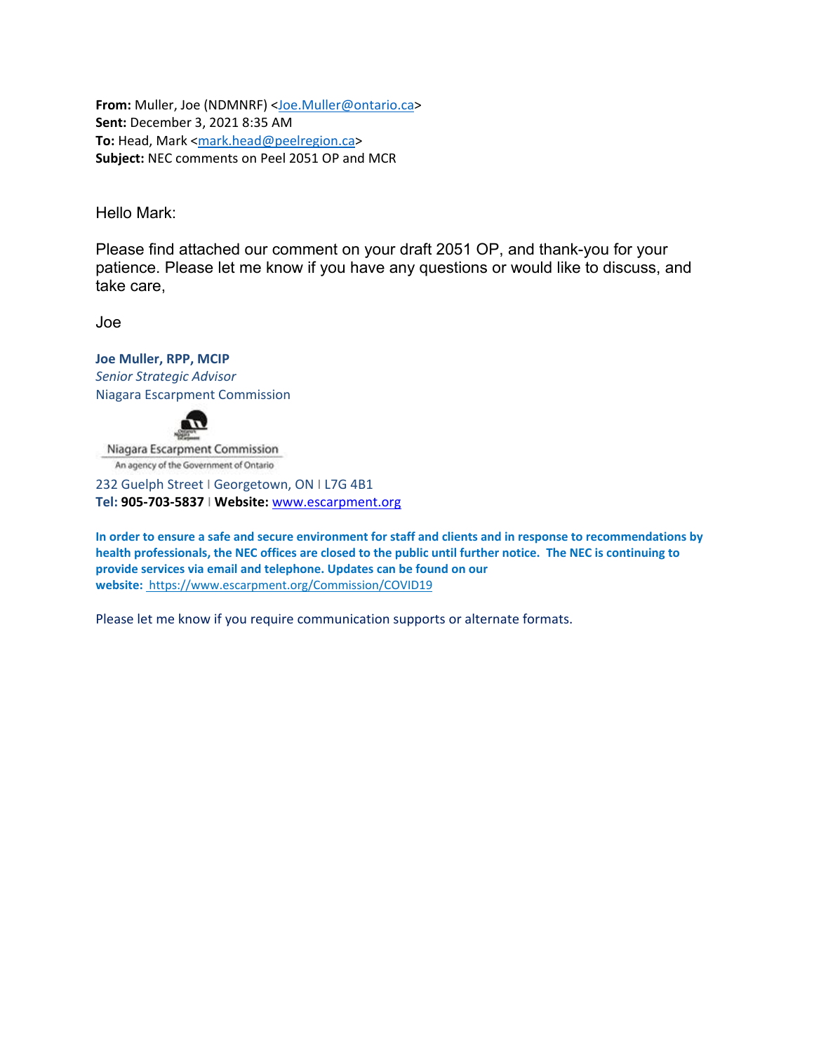**From:** Muller, Joe (NDMNRF) <Joe.Muller@ontario.ca>
**Sent:** December 3, 2021 8:35 AM
**To:** Head, Mark <mark.head@peelregion.ca>
**Subject:** NEC comments on Peel 2051 OP and MCR

Hello Mark:

Please find attached our comment on your draft 2051 OP, and thank-you for your patience. Please let me know if you have any questions or would like to discuss, and take care,

Joe

**Joe Muller, RPP, MCIP**
*Senior Strategic Advisor*
Niagara Escarpment Commission

Niagara Escarpment Commission
An agency of the Government of Ontario

232 Guelph Street | Georgetown, ON | L7G 4B1
**Tel:** **905-703-5837** | **Website:** www.escarpment.org

**In order to ensure a safe and secure environment for staff and clients and in response to recommendations by health professionals, the NEC offices are closed to the public until further notice. The NEC is continuing to provide services via email and telephone. Updates can be found on our website:** https://www.escarpment.org/Commission/COVID19

Please let me know if you require communication supports or alternate formats.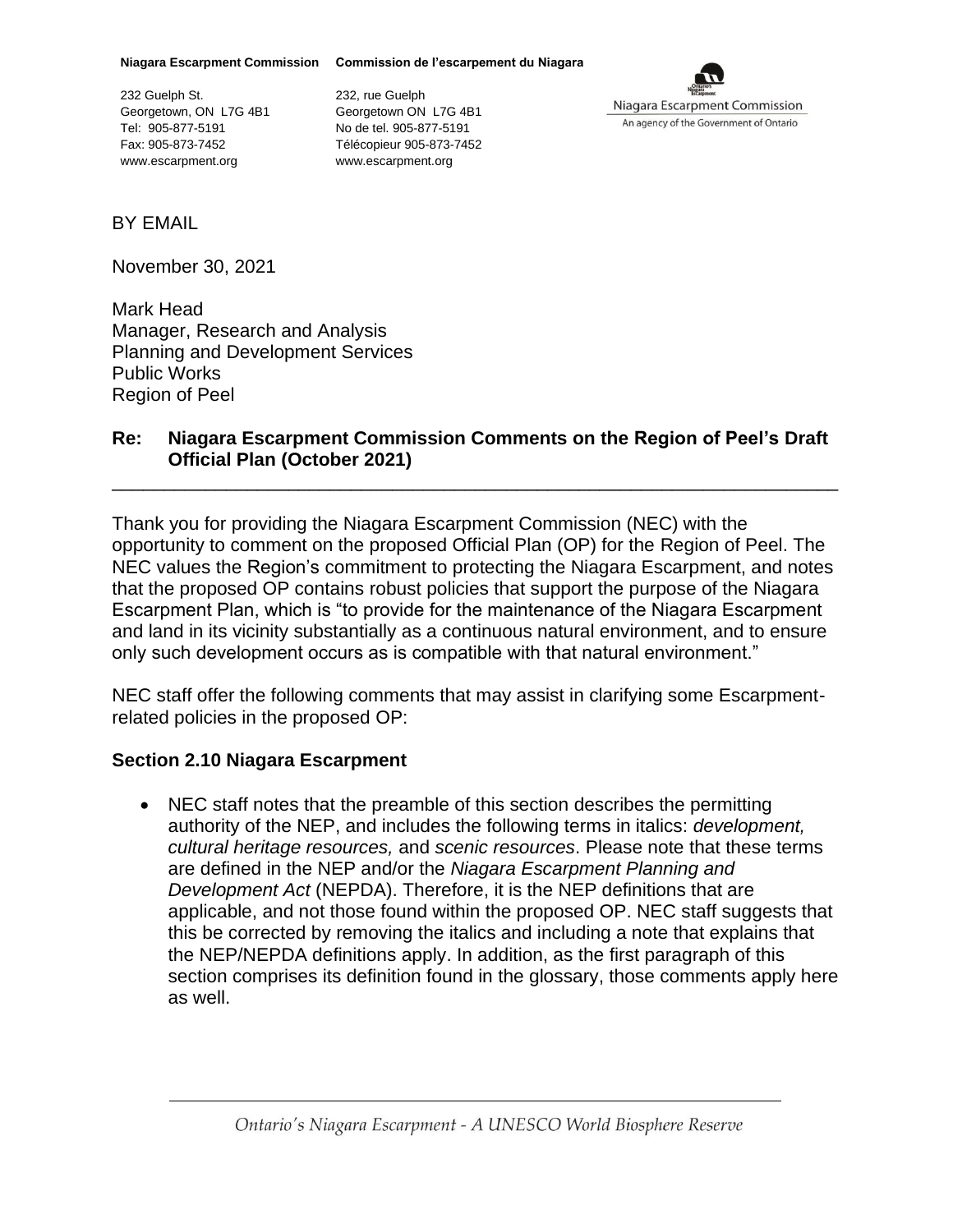**Niagara Escarpment Commission** **Commission de l'escarpement du Niagara**

232 Guelph St.
Georgetown, ON L7G 4B1
Tel: 905-877-5191
Fax: 905-873-7452
www.escarpment.org

232, rue Guelph
Georgetown ON L7G 4B1
No de tel. 905-877-5191
Télécopieur 905-873-7452
www.escarpment.org

Niagara Escarpment Commission
An agency of the Government of Ontario

BY EMAIL

November 30, 2021

Mark Head
Manager, Research and Analysis
Planning and Development Services
Public Works
Region of Peel

**Re: Niagara Escarpment Commission Comments on the Region of Peel's Draft Official Plan (October 2021)**

---

Thank you for providing the Niagara Escarpment Commission (NEC) with the opportunity to comment on the proposed Official Plan (OP) for the Region of Peel. The NEC values the Region's commitment to protecting the Niagara Escarpment, and notes that the proposed OP contains robust policies that support the purpose of the Niagara Escarpment Plan, which is "to provide for the maintenance of the Niagara Escarpment and land in its vicinity substantially as a continuous natural environment, and to ensure only such development occurs as is compatible with that natural environment."

NEC staff offer the following comments that may assist in clarifying some Escarpment-related policies in the proposed OP:

### Section 2.10 Niagara Escarpment

- NEC staff notes that the preamble of this section describes the permitting authority of the NEP, and includes the following terms in italics: *development, cultural heritage resources,* and *scenic resources*. Please note that these terms are defined in the NEP and/or the *Niagara Escarpment Planning and Development Act* (NEPDA). Therefore, it is the NEP definitions that are applicable, and not those found within the proposed OP. NEC staff suggests that this be corrected by removing the italics and including a note that explains that the NEP/NEPDA definitions apply. In addition, as the first paragraph of this section comprises its definition found in the glossary, those comments apply here as well.

*Ontario's Niagara Escarpment - A UNESCO World Biosphere Reserve*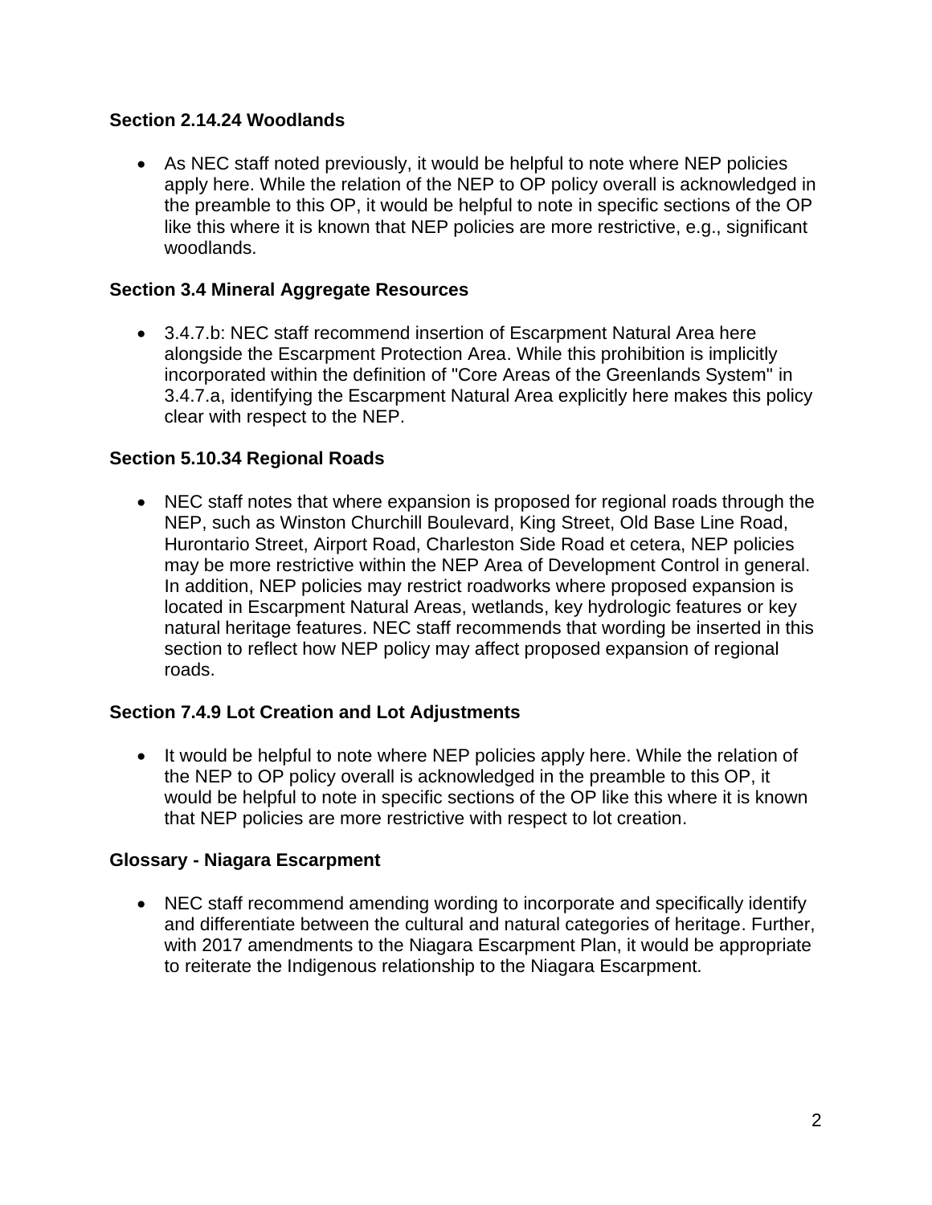**Section 2.14.24 Woodlands**

- As NEC staff noted previously, it would be helpful to note where NEP policies apply here. While the relation of the NEP to OP policy overall is acknowledged in the preamble to this OP, it would be helpful to note in specific sections of the OP like this where it is known that NEP policies are more restrictive, e.g., significant woodlands.

**Section 3.4 Mineral Aggregate Resources**

- 3.4.7.b: NEC staff recommend insertion of Escarpment Natural Area here alongside the Escarpment Protection Area. While this prohibition is implicitly incorporated within the definition of "Core Areas of the Greenlands System" in 3.4.7.a, identifying the Escarpment Natural Area explicitly here makes this policy clear with respect to the NEP.

**Section 5.10.34 Regional Roads**

- NEC staff notes that where expansion is proposed for regional roads through the NEP, such as Winston Churchill Boulevard, King Street, Old Base Line Road, Hurontario Street, Airport Road, Charleston Side Road et cetera, NEP policies may be more restrictive within the NEP Area of Development Control in general. In addition, NEP policies may restrict roadworks where proposed expansion is located in Escarpment Natural Areas, wetlands, key hydrologic features or key natural heritage features. NEC staff recommends that wording be inserted in this section to reflect how NEP policy may affect proposed expansion of regional roads.

**Section 7.4.9 Lot Creation and Lot Adjustments**

- It would be helpful to note where NEP policies apply here. While the relation of the NEP to OP policy overall is acknowledged in the preamble to this OP, it would be helpful to note in specific sections of the OP like this where it is known that NEP policies are more restrictive with respect to lot creation.

**Glossary - Niagara Escarpment**

- NEC staff recommend amending wording to incorporate and specifically identify and differentiate between the cultural and natural categories of heritage. Further, with 2017 amendments to the Niagara Escarpment Plan, it would be appropriate to reiterate the Indigenous relationship to the Niagara Escarpment.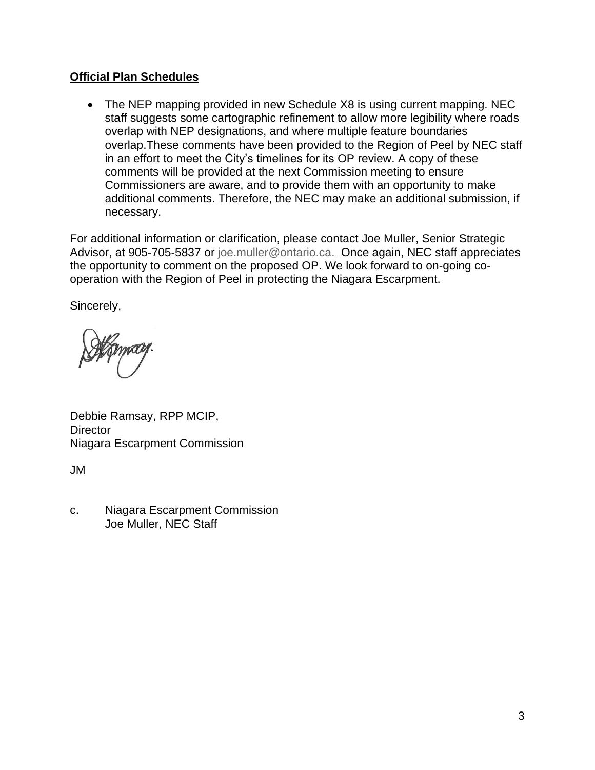**Official Plan Schedules**

- The NEP mapping provided in new Schedule X8 is using current mapping. NEC staff suggests some cartographic refinement to allow more legibility where roads overlap with NEP designations, and where multiple feature boundaries overlap.These comments have been provided to the Region of Peel by NEC staff in an effort to meet the City's timelines for its OP review. A copy of these comments will be provided at the next Commission meeting to ensure Commissioners are aware, and to provide them with an opportunity to make additional comments. Therefore, the NEC may make an additional submission, if necessary.

For additional information or clarification, please contact Joe Muller, Senior Strategic Advisor, at 905-705-5837 or joe.muller@ontario.ca. Once again, NEC staff appreciates the opportunity to comment on the proposed OP. We look forward to on-going co-operation with the Region of Peel in protecting the Niagara Escarpment.

Sincerely,

Debbie Ramsay, RPP MCIP,
Director
Niagara Escarpment Commission

JM

c. Niagara Escarpment Commission
Joe Muller, NEC Staff